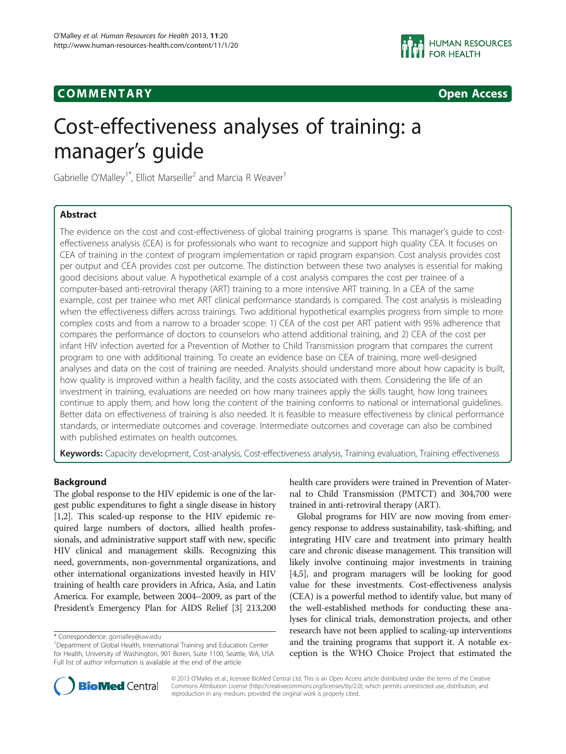COMMENTARY Open Access

# Cost-effectiveness analyses of training: a manager's guide

Gabrielle O'Malley[1*], Elliot Marseille[2] and Marcia R Weaver[1]

## Abstract

The evidence on the cost and cost-effectiveness of global training programs is sparse. This manager's guide to cost-effectiveness analysis (CEA) is for professionals who want to recognize and support high quality CEA. It focuses on CEA of training in the context of program implementation or rapid program expansion. Cost analysis provides cost per output and CEA provides cost per outcome. The distinction between these two analyses is essential for making good decisions about value. A hypothetical example of a cost analysis compares the cost per trainee of a computer-based anti-retroviral therapy (ART) training to a more intensive ART training. In a CEA of the same example, cost per trainee who met ART clinical performance standards is compared. The cost analysis is misleading when the effectiveness differs across trainings. Two additional hypothetical examples progress from simple to more complex costs and from a narrow to a broader scope: 1) CEA of the cost per ART patient with 95% adherence that compares the performance of doctors to counselors who attend additional training, and 2) CEA of the cost per infant HIV infection averted for a Prevention of Mother to Child Transmission program that compares the current program to one with additional training. To create an evidence base on CEA of training, more well-designed analyses and data on the cost of training are needed. Analysts should understand more about how capacity is built, how quality is improved within a health facility, and the costs associated with them. Considering the life of an investment in training, evaluations are needed on how many trainees apply the skills taught, how long trainees continue to apply them, and how long the content of the training conforms to national or international guidelines. Better data on effectiveness of training is also needed. It is feasible to measure effectiveness by clinical performance standards, or intermediate outcomes and coverage. Intermediate outcomes and coverage can also be combined with published estimates on health outcomes.

**Keywords:** Capacity development, Cost-analysis, Cost-effectiveness analysis, Training evaluation, Training effectiveness

## Background

The global response to the HIV epidemic is one of the largest public expenditures to fight a single disease in history [1,2]. This scaled-up response to the HIV epidemic required large numbers of doctors, allied health professionals, and administrative support staff with new, specific HIV clinical and management skills. Recognizing this need, governments, non-governmental organizations, and other international organizations invested heavily in HIV training of health care providers in Africa, Asia, and Latin America. For example, between 2004–2009, as part of the President's Emergency Plan for AIDS Relief [3] 213,200 health care providers were trained in Prevention of Maternal to Child Transmission (PMTCT) and 304,700 were trained in anti-retroviral therapy (ART).

Global programs for HIV are now moving from emergency response to address sustainability, task-shifting, and integrating HIV care and treatment into primary health care and chronic disease management. This transition will likely involve continuing major investments in training [4,5], and program managers will be looking for good value for these investments. Cost-effectiveness analysis (CEA) is a powerful method to identify value, but many of the well-established methods for conducting these analyses for clinical trials, demonstration projects, and other research have not been applied to scaling-up interventions and the training programs that support it. A notable exception is the WHO Choice Project that estimated the

\* Correspondence: gomalley@uw.edu
[1]Department of Global Health, International Training and Education Center for Health, University of Washington, 901 Boren, Suite 1100, Seattle, WA, USA
Full list of author information is available at the end of the article

© 2013 O'Malley et al.; licensee BioMed Central Ltd. This is an Open Access article distributed under the terms of the Creative Commons Attribution License (http://creativecommons.org/licenses/by/2.0), which permits unrestricted use, distribution, and reproduction in any medium, provided the original work is properly cited.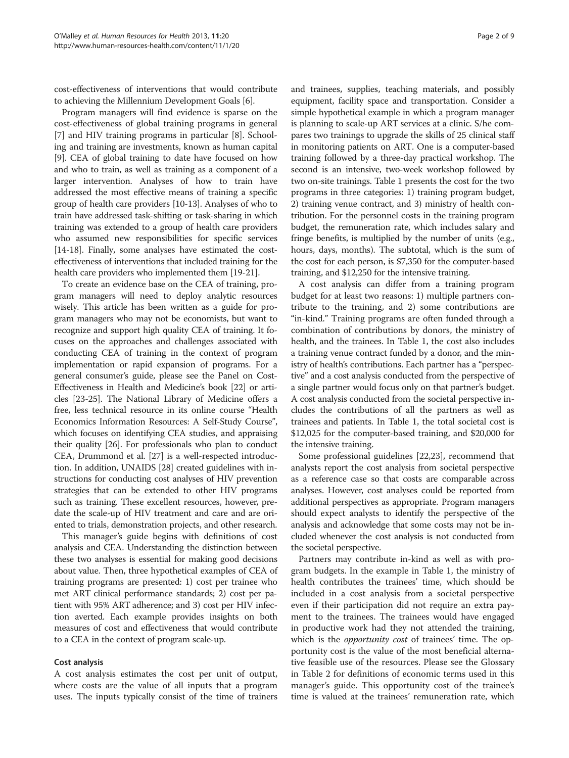cost-effectiveness of interventions that would contribute to achieving the Millennium Development Goals [6].

Program managers will find evidence is sparse on the cost-effectiveness of global training programs in general [7] and HIV training programs in particular [8]. Schooling and training are investments, known as human capital [9]. CEA of global training to date have focused on how and who to train, as well as training as a component of a larger intervention. Analyses of how to train have addressed the most effective means of training a specific group of health care providers [10-13]. Analyses of who to train have addressed task-shifting or task-sharing in which training was extended to a group of health care providers who assumed new responsibilities for specific services [14-18]. Finally, some analyses have estimated the cost-effectiveness of interventions that included training for the health care providers who implemented them [19-21].

To create an evidence base on the CEA of training, program managers will need to deploy analytic resources wisely. This article has been written as a guide for program managers who may not be economists, but want to recognize and support high quality CEA of training. It focuses on the approaches and challenges associated with conducting CEA of training in the context of program implementation or rapid expansion of programs. For a general consumer's guide, please see the Panel on Cost-Effectiveness in Health and Medicine's book [22] or articles [23-25]. The National Library of Medicine offers a free, less technical resource in its online course "Health Economics Information Resources: A Self-Study Course", which focuses on identifying CEA studies, and appraising their quality [26]. For professionals who plan to conduct CEA, Drummond et al. [27] is a well-respected introduction. In addition, UNAIDS [28] created guidelines with instructions for conducting cost analyses of HIV prevention strategies that can be extended to other HIV programs such as training. These excellent resources, however, predate the scale-up of HIV treatment and care and are oriented to trials, demonstration projects, and other research.

This manager's guide begins with definitions of cost analysis and CEA. Understanding the distinction between these two analyses is essential for making good decisions about value. Then, three hypothetical examples of CEA of training programs are presented: 1) cost per trainee who met ART clinical performance standards; 2) cost per patient with 95% ART adherence; and 3) cost per HIV infection averted. Each example provides insights on both measures of cost and effectiveness that would contribute to a CEA in the context of program scale-up.

## Cost analysis

A cost analysis estimates the cost per unit of output, where costs are the value of all inputs that a program uses. The inputs typically consist of the time of trainers and trainees, supplies, teaching materials, and possibly equipment, facility space and transportation. Consider a simple hypothetical example in which a program manager is planning to scale-up ART services at a clinic. S/he compares two trainings to upgrade the skills of 25 clinical staff in monitoring patients on ART. One is a computer-based training followed by a three-day practical workshop. The second is an intensive, two-week workshop followed by two on-site trainings. Table 1 presents the cost for the two programs in three categories: 1) training program budget, 2) training venue contract, and 3) ministry of health contribution. For the personnel costs in the training program budget, the remuneration rate, which includes salary and fringe benefits, is multiplied by the number of units (e.g., hours, days, months). The subtotal, which is the sum of the cost for each person, is $7,350 for the computer-based training, and $12,250 for the intensive training.

A cost analysis can differ from a training program budget for at least two reasons: 1) multiple partners contribute to the training, and 2) some contributions are "in-kind." Training programs are often funded through a combination of contributions by donors, the ministry of health, and the trainees. In Table 1, the cost also includes a training venue contract funded by a donor, and the ministry of health's contributions. Each partner has a "perspective" and a cost analysis conducted from the perspective of a single partner would focus only on that partner's budget. A cost analysis conducted from the societal perspective includes the contributions of all the partners as well as trainees and patients. In Table 1, the total societal cost is $12,025 for the computer-based training, and $20,000 for the intensive training.

Some professional guidelines [22,23], recommend that analysts report the cost analysis from societal perspective as a reference case so that costs are comparable across analyses. However, cost analyses could be reported from additional perspectives as appropriate. Program managers should expect analysts to identify the perspective of the analysis and acknowledge that some costs may not be included whenever the cost analysis is not conducted from the societal perspective.

Partners may contribute in-kind as well as with program budgets. In the example in Table 1, the ministry of health contributes the trainees' time, which should be included in a cost analysis from a societal perspective even if their participation did not require an extra payment to the trainees. The trainees would have engaged in productive work had they not attended the training, which is the *opportunity cost* of trainees' time. The opportunity cost is the value of the most beneficial alternative feasible use of the resources. Please see the Glossary in Table 2 for definitions of economic terms used in this manager's guide. This opportunity cost of the trainee's time is valued at the trainees' remuneration rate, which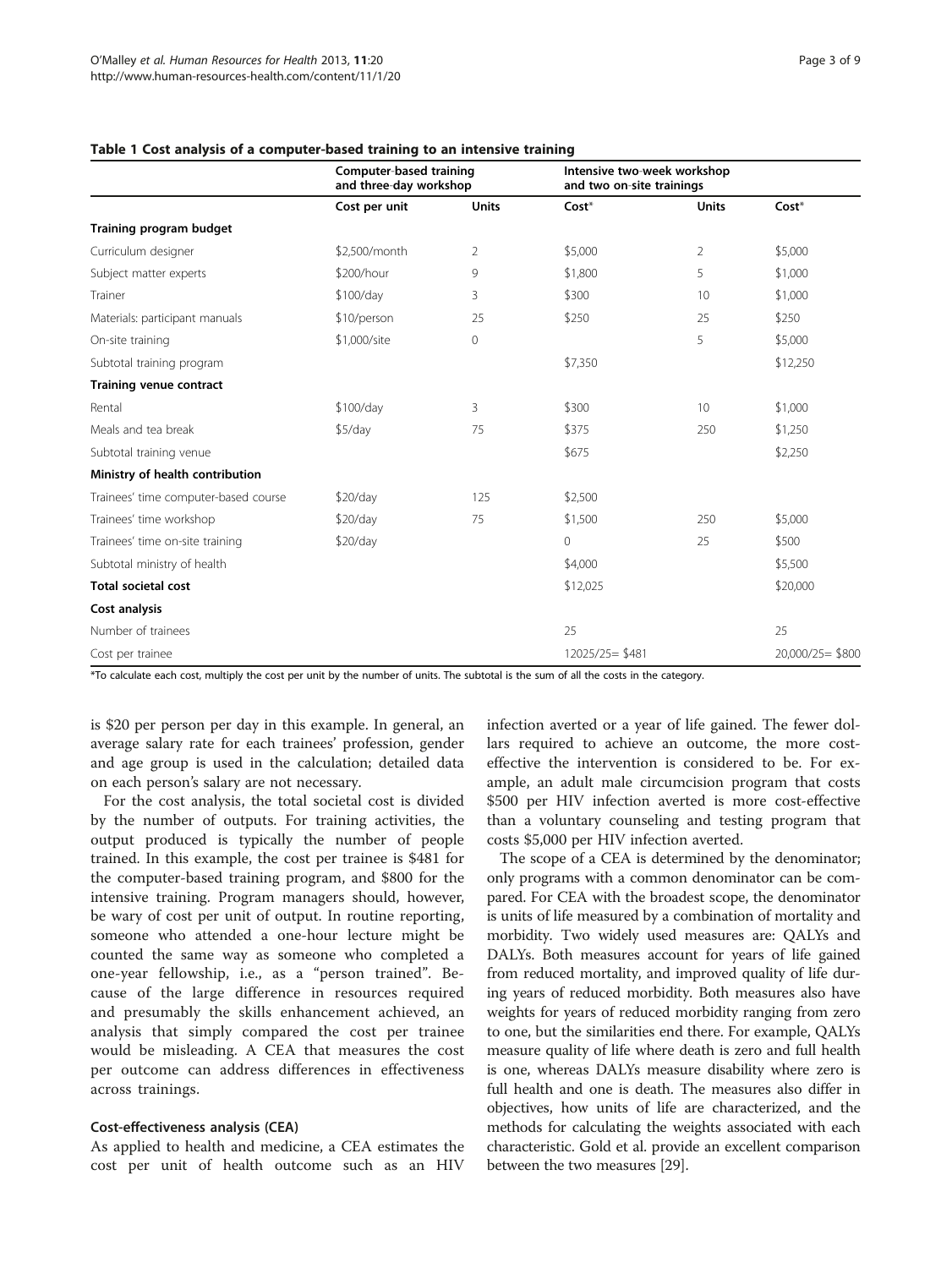**Table 1 Cost analysis of a computer-based training to an intensive training**

| | Computer-based training and three-day workshop | | | Intensive two-week workshop and two on-site trainings | |
|---|---|---|---|---|---|
| | Cost per unit | Units | Cost* | Units | Cost* |
| **Training program budget** | | | | | |
| Curriculum designer | $2,500/month | 2 | $5,000 | 2 | $5,000 |
| Subject matter experts | $200/hour | 9 | $1,800 | 5 | $1,000 |
| Trainer | $100/day | 3 | $300 | 10 | $1,000 |
| Materials: participant manuals | $10/person | 25 | $250 | 25 | $250 |
| On-site training | $1,000/site | 0 | | 5 | $5,000 |
| Subtotal training program | | | $7,350 | | $12,250 |
| **Training venue contract** | | | | | |
| Rental | $100/day | 3 | $300 | 10 | $1,000 |
| Meals and tea break | $5/day | 75 | $375 | 250 | $1,250 |
| Subtotal training venue | | | $675 | | $2,250 |
| **Ministry of health contribution** | | | | | |
| Trainees' time computer-based course | $20/day | 125 | $2,500 | | |
| Trainees' time workshop | $20/day | 75 | $1,500 | 250 | $5,000 |
| Trainees' time on-site training | $20/day | | 0 | 25 | $500 |
| Subtotal ministry of health | | | $4,000 | | $5,500 |
| **Total societal cost** | | | $12,025 | | $20,000 |
| **Cost analysis** | | | | | |
| Number of trainees | | | 25 | | 25 |
| Cost per trainee | | | 12025/25= $481 | | 20,000/25= $800 |

*To calculate each cost, multiply the cost per unit by the number of units. The subtotal is the sum of all the costs in the category.

is $20 per person per day in this example. In general, an average salary rate for each trainees' profession, gender and age group is used in the calculation; detailed data on each person's salary are not necessary.

For the cost analysis, the total societal cost is divided by the number of outputs. For training activities, the output produced is typically the number of people trained. In this example, the cost per trainee is $481 for the computer-based training program, and $800 for the intensive training. Program managers should, however, be wary of cost per unit of output. In routine reporting, someone who attended a one-hour lecture might be counted the same way as someone who completed a one-year fellowship, i.e., as a "person trained". Because of the large difference in resources required and presumably the skills enhancement achieved, an analysis that simply compared the cost per trainee would be misleading. A CEA that measures the cost per outcome can address differences in effectiveness across trainings.

#### Cost-effectiveness analysis (CEA)

As applied to health and medicine, a CEA estimates the cost per unit of health outcome such as an HIV infection averted or a year of life gained. The fewer dollars required to achieve an outcome, the more cost-effective the intervention is considered to be. For example, an adult male circumcision program that costs $500 per HIV infection averted is more cost-effective than a voluntary counseling and testing program that costs $5,000 per HIV infection averted.

The scope of a CEA is determined by the denominator; only programs with a common denominator can be compared. For CEA with the broadest scope, the denominator is units of life measured by a combination of mortality and morbidity. Two widely used measures are: QALYs and DALYs. Both measures account for years of life gained from reduced mortality, and improved quality of life during years of reduced morbidity. Both measures also have weights for years of reduced morbidity ranging from zero to one, but the similarities end there. For example, QALYs measure quality of life where death is zero and full health is one, whereas DALYs measure disability where zero is full health and one is death. The measures also differ in objectives, how units of life are characterized, and the methods for calculating the weights associated with each characteristic. Gold et al. provide an excellent comparison between the two measures [29].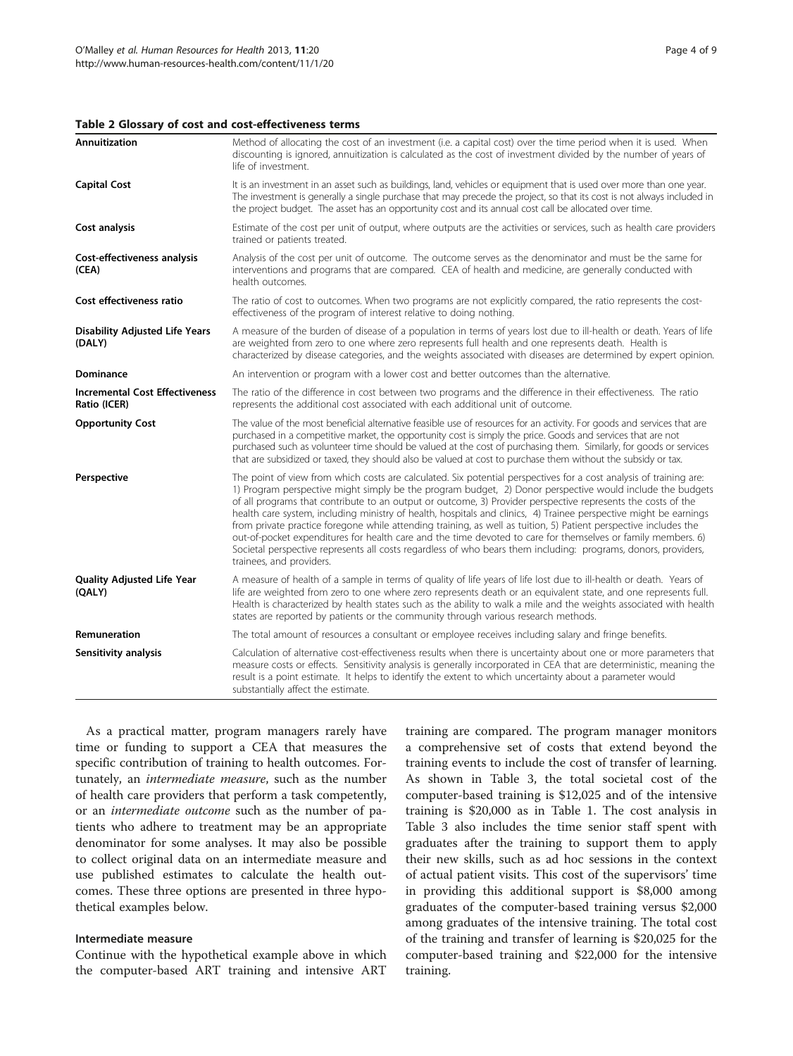**Table 2 Glossary of cost and cost-effectiveness terms**

| | |
|---|---|
| **Annuitization** | Method of allocating the cost of an investment (i.e. a capital cost) over the time period when it is used. When discounting is ignored, annuitization is calculated as the cost of investment divided by the number of years of life of investment. |
| **Capital Cost** | It is an investment in an asset such as buildings, land, vehicles or equipment that is used over more than one year. The investment is generally a single purchase that may precede the project, so that its cost is not always included in the project budget. The asset has an opportunity cost and its annual cost call be allocated over time. |
| **Cost analysis** | Estimate of the cost per unit of output, where outputs are the activities or services, such as health care providers trained or patients treated. |
| **Cost-effectiveness analysis (CEA)** | Analysis of the cost per unit of outcome. The outcome serves as the denominator and must be the same for interventions and programs that are compared. CEA of health and medicine, are generally conducted with health outcomes. |
| **Cost effectiveness ratio** | The ratio of cost to outcomes. When two programs are not explicitly compared, the ratio represents the cost-effectiveness of the program of interest relative to doing nothing. |
| **Disability Adjusted Life Years (DALY)** | A measure of the burden of disease of a population in terms of years lost due to ill-health or death. Years of life are weighted from zero to one where zero represents full health and one represents death. Health is characterized by disease categories, and the weights associated with diseases are determined by expert opinion. |
| **Dominance** | An intervention or program with a lower cost and better outcomes than the alternative. |
| **Incremental Cost Effectiveness Ratio (ICER)** | The ratio of the difference in cost between two programs and the difference in their effectiveness. The ratio represents the additional cost associated with each additional unit of outcome. |
| **Opportunity Cost** | The value of the most beneficial alternative feasible use of resources for an activity. For goods and services that are purchased in a competitive market, the opportunity cost is simply the price. Goods and services that are not purchased such as volunteer time should be valued at the cost of purchasing them. Similarly, for goods or services that are subsidized or taxed, they should also be valued at cost to purchase them without the subsidy or tax. |
| **Perspective** | The point of view from which costs are calculated. Six potential perspectives for a cost analysis of training are: 1) Program perspective might simply be the program budget, 2) Donor perspective would include the budgets of all programs that contribute to an output or outcome, 3) Provider perspective represents the costs of the health care system, including ministry of health, hospitals and clinics, 4) Trainee perspective might be earnings from private practice foregone while attending training, as well as tuition, 5) Patient perspective includes the out-of-pocket expenditures for health care and the time devoted to care for themselves or family members. 6) Societal perspective represents all costs regardless of who bears them including: programs, donors, providers, trainees, and providers. |
| **Quality Adjusted Life Year (QALY)** | A measure of health of a sample in terms of quality of life years of life lost due to ill-health or death. Years of life are weighted from zero to one where zero represents death or an equivalent state, and one represents full. Health is characterized by health states such as the ability to walk a mile and the weights associated with health states are reported by patients or the community through various research methods. |
| **Remuneration** | The total amount of resources a consultant or employee receives including salary and fringe benefits. |
| **Sensitivity analysis** | Calculation of alternative cost-effectiveness results when there is uncertainty about one or more parameters that measure costs or effects. Sensitivity analysis is generally incorporated in CEA that are deterministic, meaning the result is a point estimate. It helps to identify the extent to which uncertainty about a parameter would substantially affect the estimate. |

As a practical matter, program managers rarely have time or funding to support a CEA that measures the specific contribution of training to health outcomes. Fortunately, an *intermediate measure*, such as the number of health care providers that perform a task competently, or an *intermediate outcome* such as the number of patients who adhere to treatment may be an appropriate denominator for some analyses. It may also be possible to collect original data on an intermediate measure and use published estimates to calculate the health outcomes. These three options are presented in three hypothetical examples below.

#### Intermediate measure

Continue with the hypothetical example above in which the computer-based ART training and intensive ART training are compared. The program manager monitors a comprehensive set of costs that extend beyond the training events to include the cost of transfer of learning. As shown in Table 3, the total societal cost of the computer-based training is $12,025 and of the intensive training is $20,000 as in Table 1. The cost analysis in Table 3 also includes the time senior staff spent with graduates after the training to support them to apply their new skills, such as ad hoc sessions in the context of actual patient visits. This cost of the supervisors' time in providing this additional support is $8,000 among graduates of the computer-based training versus $2,000 among graduates of the intensive training. The total cost of the training and transfer of learning is $20,025 for the computer-based training and $22,000 for the intensive training.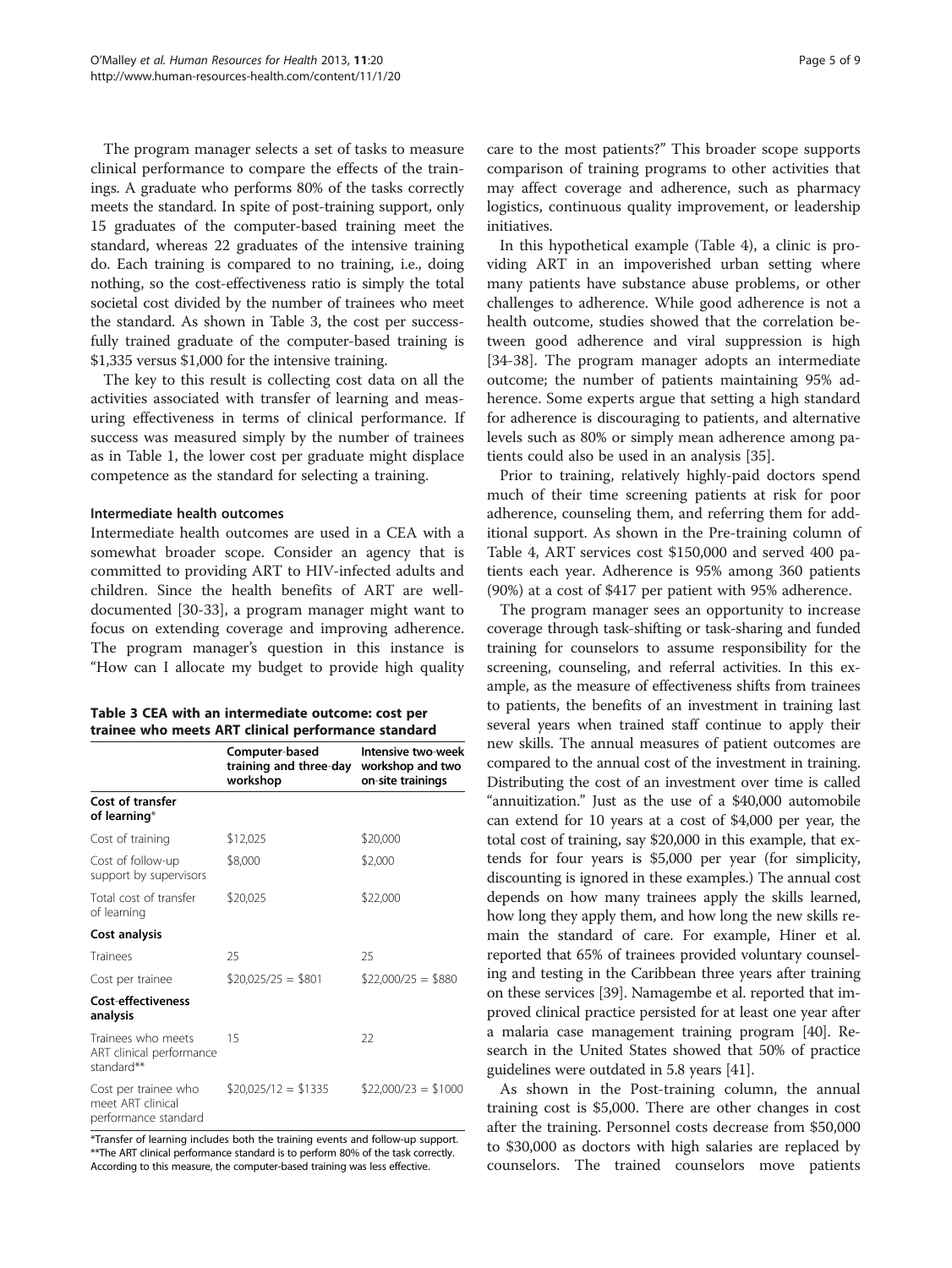The program manager selects a set of tasks to measure clinical performance to compare the effects of the trainings. A graduate who performs 80% of the tasks correctly meets the standard. In spite of post-training support, only 15 graduates of the computer-based training meet the standard, whereas 22 graduates of the intensive training do. Each training is compared to no training, i.e., doing nothing, so the cost-effectiveness ratio is simply the total societal cost divided by the number of trainees who meet the standard. As shown in Table 3, the cost per successfully trained graduate of the computer-based training is $1,335 versus $1,000 for the intensive training.

The key to this result is collecting cost data on all the activities associated with transfer of learning and measuring effectiveness in terms of clinical performance. If success was measured simply by the number of trainees as in Table 1, the lower cost per graduate might displace competence as the standard for selecting a training.

#### Intermediate health outcomes

Intermediate health outcomes are used in a CEA with a somewhat broader scope. Consider an agency that is committed to providing ART to HIV-infected adults and children. Since the health benefits of ART are well-documented [30-33], a program manager might want to focus on extending coverage and improving adherence. The program manager's question in this instance is "How can I allocate my budget to provide high quality care to the most patients?" This broader scope supports comparison of training programs to other activities that may affect coverage and adherence, such as pharmacy logistics, continuous quality improvement, or leadership initiatives.

**Table 3 CEA with an intermediate outcome: cost per trainee who meets ART clinical performance standard**

| | Computer-based training and three-day workshop | Intensive two-week workshop and two on-site trainings |
|---|---|---|
| **Cost of transfer of learning*** | | |
| Cost of training | $12,025 | $20,000 |
| Cost of follow-up support by supervisors | $8,000 | $2,000 |
| Total cost of transfer of learning | $20,025 | $22,000 |
| **Cost analysis** | | |
| Trainees | 25 | 25 |
| Cost per trainee | $20,025/25 = $801 | $22,000/25 = $880 |
| **Cost-effectiveness analysis** | | |
| Trainees who meets ART clinical performance standard** | 15 | 22 |
| Cost per trainee who meet ART clinical performance standard | $20,025/12 = $1335 | $22,000/23 = $1000 |

*Transfer of learning includes both the training events and follow-up support.
**The ART clinical performance standard is to perform 80% of the task correctly. According to this measure, the computer-based training was less effective.

In this hypothetical example (Table 4), a clinic is providing ART in an impoverished urban setting where many patients have substance abuse problems, or other challenges to adherence. While good adherence is not a health outcome, studies showed that the correlation between good adherence and viral suppression is high [34-38]. The program manager adopts an intermediate outcome; the number of patients maintaining 95% adherence. Some experts argue that setting a high standard for adherence is discouraging to patients, and alternative levels such as 80% or simply mean adherence among patients could also be used in an analysis [35].

Prior to training, relatively highly-paid doctors spend much of their time screening patients at risk for poor adherence, counseling them, and referring them for additional support. As shown in the Pre-training column of Table 4, ART services cost $150,000 and served 400 patients each year. Adherence is 95% among 360 patients (90%) at a cost of $417 per patient with 95% adherence.

The program manager sees an opportunity to increase coverage through task-shifting or task-sharing and funded training for counselors to assume responsibility for the screening, counseling, and referral activities. In this example, as the measure of effectiveness shifts from trainees to patients, the benefits of an investment in training last several years when trained staff continue to apply their new skills. The annual measures of patient outcomes are compared to the annual cost of the investment in training. Distributing the cost of an investment over time is called "annuitization." Just as the use of a $40,000 automobile can extend for 10 years at a cost of $4,000 per year, the total cost of training, say $20,000 in this example, that extends for four years is $5,000 per year (for simplicity, discounting is ignored in these examples.) The annual cost depends on how many trainees apply the skills learned, how long they apply them, and how long the new skills remain the standard of care. For example, Hiner et al. reported that 65% of trainees provided voluntary counseling and testing in the Caribbean three years after training on these services [39]. Namagembe et al. reported that improved clinical practice persisted for at least one year after a malaria case management training program [40]. Research in the United States showed that 50% of practice guidelines were outdated in 5.8 years [41].

As shown in the Post-training column, the annual training cost is $5,000. There are other changes in cost after the training. Personnel costs decrease from $50,000 to $30,000 as doctors with high salaries are replaced by counselors. The trained counselors move patients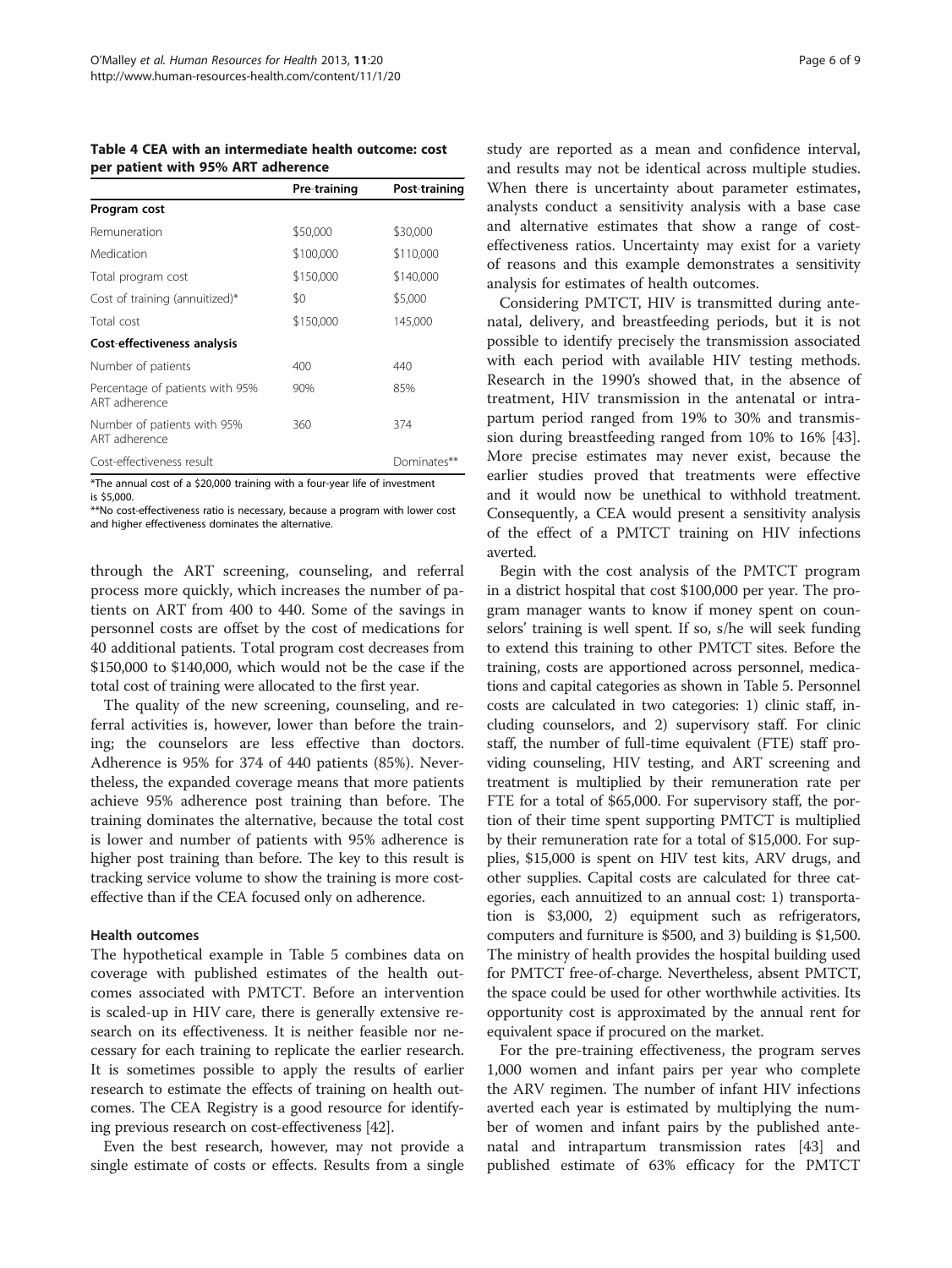**Table 4 CEA with an intermediate health outcome: cost per patient with 95% ART adherence**

| | Pre-training | Post-training |
|---|---|---|
| **Program cost** | | |
| Remuneration | \$50,000 | \$30,000 |
| Medication | \$100,000 | \$110,000 |
| Total program cost | \$150,000 | \$140,000 |
| Cost of training (annuitized)* | \$0 | \$5,000 |
| Total cost | \$150,000 | 145,000 |
| **Cost-effectiveness analysis** | | |
| Number of patients | 400 | 440 |
| Percentage of patients with 95% ART adherence | 90% | 85% |
| Number of patients with 95% ART adherence | 360 | 374 |
| Cost-effectiveness result | | Dominates** |

*The annual cost of a \$20,000 training with a four-year life of investment is \$5,000.

**No cost-effectiveness ratio is necessary, because a program with lower cost and higher effectiveness dominates the alternative.

through the ART screening, counseling, and referral process more quickly, which increases the number of patients on ART from 400 to 440. Some of the savings in personnel costs are offset by the cost of medications for 40 additional patients. Total program cost decreases from \$150,000 to \$140,000, which would not be the case if the total cost of training were allocated to the first year.

The quality of the new screening, counseling, and referral activities is, however, lower than before the training; the counselors are less effective than doctors. Adherence is 95% for 374 of 440 patients (85%). Nevertheless, the expanded coverage means that more patients achieve 95% adherence post training than before. The training dominates the alternative, because the total cost is lower and number of patients with 95% adherence is higher post training than before. The key to this result is tracking service volume to show the training is more cost-effective than if the CEA focused only on adherence.

#### Health outcomes

The hypothetical example in Table 5 combines data on coverage with published estimates of the health outcomes associated with PMTCT. Before an intervention is scaled-up in HIV care, there is generally extensive research on its effectiveness. It is neither feasible nor necessary for each training to replicate the earlier research. It is sometimes possible to apply the results of earlier research to estimate the effects of training on health outcomes. The CEA Registry is a good resource for identifying previous research on cost-effectiveness [42].

Even the best research, however, may not provide a single estimate of costs or effects. Results from a single study are reported as a mean and confidence interval, and results may not be identical across multiple studies. When there is uncertainty about parameter estimates, analysts conduct a sensitivity analysis with a base case and alternative estimates that show a range of cost-effectiveness ratios. Uncertainty may exist for a variety of reasons and this example demonstrates a sensitivity analysis for estimates of health outcomes.

Considering PMTCT, HIV is transmitted during antenatal, delivery, and breastfeeding periods, but it is not possible to identify precisely the transmission associated with each period with available HIV testing methods. Research in the 1990's showed that, in the absence of treatment, HIV transmission in the antenatal or intrapartum period ranged from 19% to 30% and transmission during breastfeeding ranged from 10% to 16% [43]. More precise estimates may never exist, because the earlier studies proved that treatments were effective and it would now be unethical to withhold treatment. Consequently, a CEA would present a sensitivity analysis of the effect of a PMTCT training on HIV infections averted.

Begin with the cost analysis of the PMTCT program in a district hospital that cost \$100,000 per year. The program manager wants to know if money spent on counselors' training is well spent. If so, s/he will seek funding to extend this training to other PMTCT sites. Before the training, costs are apportioned across personnel, medications and capital categories as shown in Table 5. Personnel costs are calculated in two categories: 1) clinic staff, including counselors, and 2) supervisory staff. For clinic staff, the number of full-time equivalent (FTE) staff providing counseling, HIV testing, and ART screening and treatment is multiplied by their remuneration rate per FTE for a total of \$65,000. For supervisory staff, the portion of their time spent supporting PMTCT is multiplied by their remuneration rate for a total of \$15,000. For supplies, \$15,000 is spent on HIV test kits, ARV drugs, and other supplies. Capital costs are calculated for three categories, each annuitized to an annual cost: 1) transportation is \$3,000, 2) equipment such as refrigerators, computers and furniture is \$500, and 3) building is \$1,500. The ministry of health provides the hospital building used for PMTCT free-of-charge. Nevertheless, absent PMTCT, the space could be used for other worthwhile activities. Its opportunity cost is approximated by the annual rent for equivalent space if procured on the market.

For the pre-training effectiveness, the program serves 1,000 women and infant pairs per year who complete the ARV regimen. The number of infant HIV infections averted each year is estimated by multiplying the number of women and infant pairs by the published antenatal and intrapartum transmission rates [43] and published estimate of 63% efficacy for the PMTCT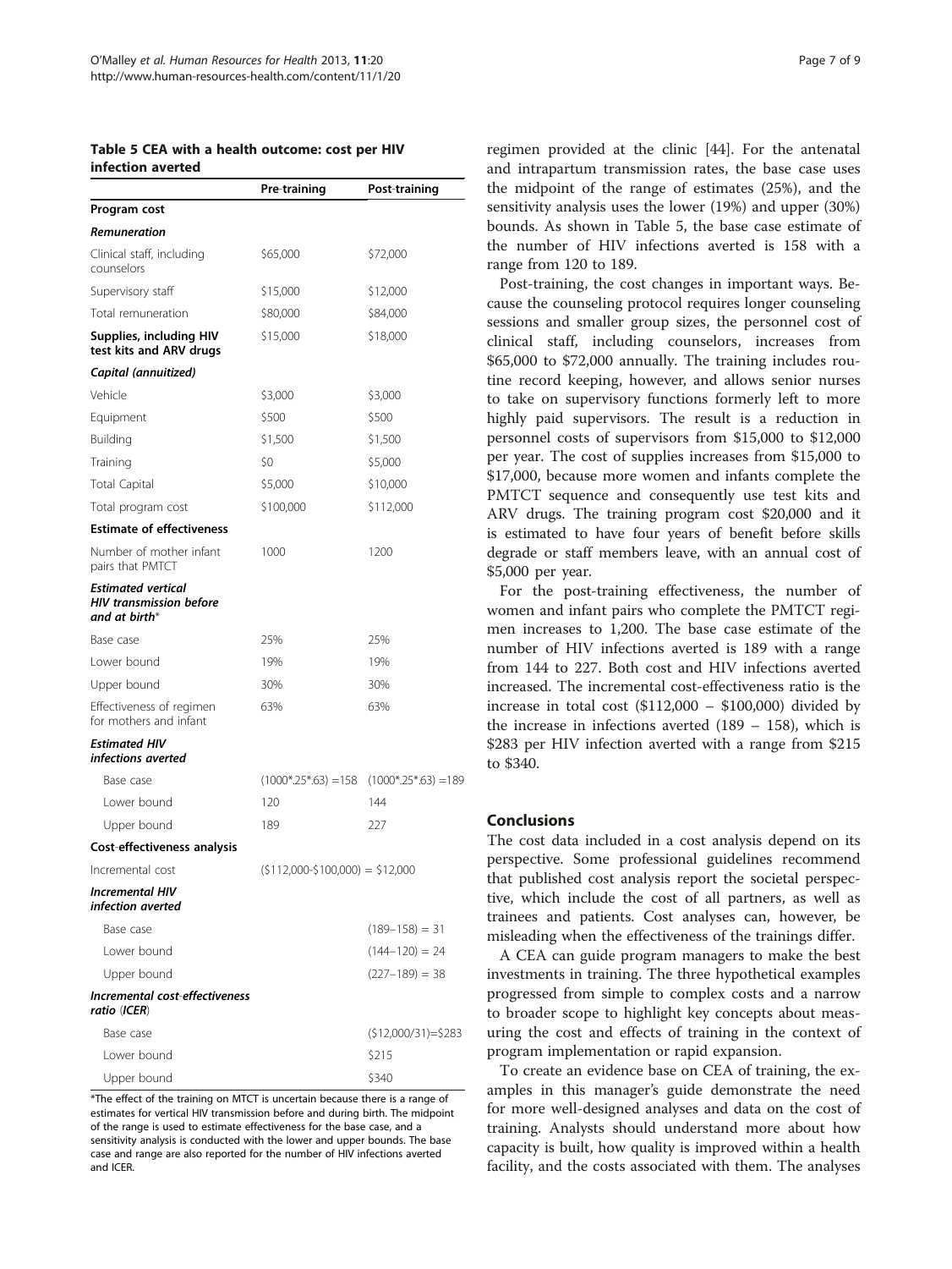**Table 5 CEA with a health outcome: cost per HIV infection averted**

| | Pre-training | Post-training |
|---|---|---|
| **Program cost** | | |
| ***Remuneration*** | | |
| Clinical staff, including counselors | \$65,000 | \$72,000 |
| Supervisory staff | \$15,000 | \$12,000 |
| Total remuneration | \$80,000 | \$84,000 |
| **Supplies, including HIV test kits and ARV drugs** | \$15,000 | \$18,000 |
| ***Capital (annuitized)*** | | |
| Vehicle | \$3,000 | \$3,000 |
| Equipment | \$500 | \$500 |
| Building | \$1,500 | \$1,500 |
| Training | \$0 | \$5,000 |
| Total Capital | \$5,000 | \$10,000 |
| Total program cost | \$100,000 | \$112,000 |
| **Estimate of effectiveness** | | |
| Number of mother infant pairs that PMTCT | 1000 | 1200 |
| ***Estimated vertical HIV transmission before and at birth**** | | |
| Base case | 25% | 25% |
| Lower bound | 19% | 19% |
| Upper bound | 30% | 30% |
| Effectiveness of regimen for mothers and infant | 63% | 63% |
| ***Estimated HIV infections averted*** | | |
| Base case | (1000*.25*.63) =158 | (1000*.25*.63) =189 |
| Lower bound | 120 | 144 |
| Upper bound | 189 | 227 |
| **Cost-effectiveness analysis** | | |
| Incremental cost | (\$112,000-\$100,000) = \$12,000 | |
| ***Incremental HIV infection averted*** | | |
| Base case | | (189–158) = 31 |
| Lower bound | | (144–120) = 24 |
| Upper bound | | (227–189) = 38 |
| ***Incremental cost-effectiveness ratio (ICER)*** | | |
| Base case | | (\$12,000/31)=\$283 |
| Lower bound | | \$215 |
| Upper bound | | \$340 |

*The effect of the training on MTCT is uncertain because there is a range of estimates for vertical HIV transmission before and during birth. The midpoint of the range is used to estimate effectiveness for the base case, and a sensitivity analysis is conducted with the lower and upper bounds. The base case and range are also reported for the number of HIV infections averted and ICER.

regimen provided at the clinic [44]. For the antenatal and intrapartum transmission rates, the base case uses the midpoint of the range of estimates (25%), and the sensitivity analysis uses the lower (19%) and upper (30%) bounds. As shown in Table 5, the base case estimate of the number of HIV infections averted is 158 with a range from 120 to 189.

Post-training, the cost changes in important ways. Because the counseling protocol requires longer counseling sessions and smaller group sizes, the personnel cost of clinical staff, including counselors, increases from \$65,000 to \$72,000 annually. The training includes routine record keeping, however, and allows senior nurses to take on supervisory functions formerly left to more highly paid supervisors. The result is a reduction in personnel costs of supervisors from \$15,000 to \$12,000 per year. The cost of supplies increases from \$15,000 to \$17,000, because more women and infants complete the PMTCT sequence and consequently use test kits and ARV drugs. The training program cost \$20,000 and it is estimated to have four years of benefit before skills degrade or staff members leave, with an annual cost of \$5,000 per year.

For the post-training effectiveness, the number of women and infant pairs who complete the PMTCT regimen increases to 1,200. The base case estimate of the number of HIV infections averted is 189 with a range from 144 to 227. Both cost and HIV infections averted increased. The incremental cost-effectiveness ratio is the increase in total cost (\$112,000 – \$100,000) divided by the increase in infections averted (189 – 158), which is \$283 per HIV infection averted with a range from \$215 to \$340.

## Conclusions

The cost data included in a cost analysis depend on its perspective. Some professional guidelines recommend that published cost analysis report the societal perspective, which include the cost of all partners, as well as trainees and patients. Cost analyses can, however, be misleading when the effectiveness of the trainings differ.

A CEA can guide program managers to make the best investments in training. The three hypothetical examples progressed from simple to complex costs and a narrow to broader scope to highlight key concepts about measuring the cost and effects of training in the context of program implementation or rapid expansion.

To create an evidence base on CEA of training, the examples in this manager's guide demonstrate the need for more well-designed analyses and data on the cost of training. Analysts should understand more about how capacity is built, how quality is improved within a health facility, and the costs associated with them. The analyses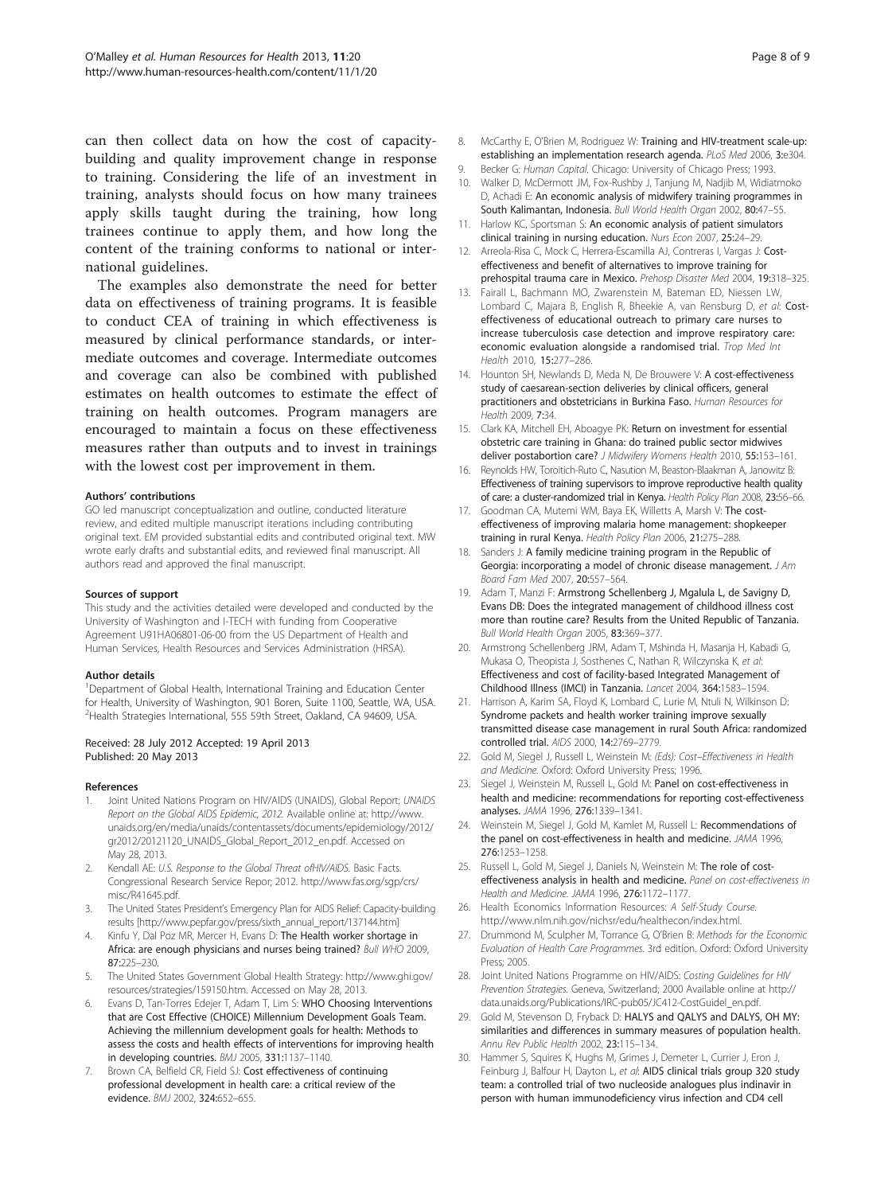can then collect data on how the cost of capacity-building and quality improvement change in response to training. Considering the life of an investment in training, analysts should focus on how many trainees apply skills taught during the training, how long trainees continue to apply them, and how long the content of the training conforms to national or international guidelines.

The examples also demonstrate the need for better data on effectiveness of training programs. It is feasible to conduct CEA of training in which effectiveness is measured by clinical performance standards, or intermediate outcomes and coverage. Intermediate outcomes and coverage can also be combined with published estimates on health outcomes to estimate the effect of training on health outcomes. Program managers are encouraged to maintain a focus on these effectiveness measures rather than outputs and to invest in trainings with the lowest cost per improvement in them.

#### Authors' contributions

GO led manuscript conceptualization and outline, conducted literature review, and edited multiple manuscript iterations including contributing original text. EM provided substantial edits and contributed original text. MW wrote early drafts and substantial edits, and reviewed final manuscript. All authors read and approved the final manuscript.

#### Sources of support

This study and the activities detailed were developed and conducted by the University of Washington and I-TECH with funding from Cooperative Agreement U91HA06801-06-00 from the US Department of Health and Human Services, Health Resources and Services Administration (HRSA).

#### Author details

[1]Department of Global Health, International Training and Education Center for Health, University of Washington, 901 Boren, Suite 1100, Seattle, WA, USA. [2]Health Strategies International, 555 59th Street, Oakland, CA 94609, USA.

Received: 28 July 2012 Accepted: 19 April 2013
Published: 20 May 2013

#### References

1. Joint United Nations Program on HIV/AIDS (UNAIDS), Global Report: *UNAIDS Report on the Global AIDS Epidemic, 2012.* Available online at: http://www.unaids.org/en/media/unaids/contentassets/documents/epidemiology/2012/gr2012/20121120_UNAIDS_Global_Report_2012_en.pdf. Accessed on May 28, 2013.
2. Kendall AE: *U.S. Response to the Global Threat ofHIV/AIDS.* Basic Facts. Congressional Research Service Repor; 2012. http://www.fas.org/sgp/crs/misc/R41645.pdf.
3. The United States President's Emergency Plan for AIDS Relief: Capacity-building results [http://www.pepfar.gov/press/sixth_annual_report/137144.htm]
4. Kinfu Y, Dal Poz MR, Mercer H, Evans D: **The Health worker shortage in Africa: are enough physicians and nurses being trained?** *Bull WHO* 2009, **87**:225–230.
5. The United States Government Global Health Strategy: http://www.ghi.gov/resources/strategies/159150.htm. Accessed on May 28, 2013.
6. Evans D, Tan-Torres Edejer T, Adam T, Lim S: **WHO Choosing Interventions that are Cost Effective (CHOICE) Millennium Development Goals Team. Achieving the millennium development goals for health: Methods to assess the costs and health effects of interventions for improving health in developing countries.** *BMJ* 2005, **331**:1137–1140.
7. Brown CA, Belfield CR, Field SJ: **Cost effectiveness of continuing professional development in health care: a critical review of the evidence.** *BMJ* 2002, **324**:652–655.
8. McCarthy E, O'Brien M, Rodriguez W: **Training and HIV-treatment scale-up: establishing an implementation research agenda.** *PLoS Med* 2006, **3**:e304.
9. Becker G: *Human Capital.* Chicago: University of Chicago Press; 1993.
10. Walker D, McDermott JM, Fox-Rushby J, Tanjung M, Nadjib M, Widiatmoko D, Achadi E: **An economic analysis of midwifery training programmes in South Kalimantan, Indonesia.** *Bull World Health Organ* 2002, **80**:47–55.
11. Harlow KC, Sportsman S: **An economic analysis of patient simulators clinical training in nursing education.** *Nurs Econ* 2007, **25**:24–29.
12. Arreola-Risa C, Mock C, Herrera-Escamilla AJ, Contreras I, Vargas J: **Cost-effectiveness and benefit of alternatives to improve training for prehospital trauma care in Mexico.** *Prehosp Disaster Med* 2004, **19**:318–325.
13. Fairall L, Bachmann MO, Zwarenstein M, Bateman ED, Niessen LW, Lombard C, Majara B, English R, Bheekie A, van Rensburg D, *et al*: **Cost-effectiveness of educational outreach to primary care nurses to increase tuberculosis case detection and improve respiratory care: economic evaluation alongside a randomised trial.** *Trop Med Int Health* 2010, **15**:277–286.
14. Hounton SH, Newlands D, Meda N, De Brouwere V: **A cost-effectiveness study of caesarean-section deliveries by clinical officers, general practitioners and obstetricians in Burkina Faso.** *Human Resources for Health* 2009, **7**:34.
15. Clark KA, Mitchell EH, Aboagye PK: **Return on investment for essential obstetric care training in Ghana: do trained public sector midwives deliver postabortion care?** *J Midwifery Womens Health* 2010, **55**:153–161.
16. Reynolds HW, Toroitich-Ruto C, Nasution M, Beaston-Blaakman A, Janowitz B: **Effectiveness of training supervisors to improve reproductive health quality of care: a cluster-randomized trial in Kenya.** *Health Policy Plan* 2008, **23**:56–66.
17. Goodman CA, Mutemi WM, Baya EK, Willetts A, Marsh V: **The cost-effectiveness of improving malaria home management: shopkeeper training in rural Kenya.** *Health Policy Plan* 2006, **21**:275–288.
18. Sanders J: **A family medicine training program in the Republic of Georgia: incorporating a model of chronic disease management.** *J Am Board Fam Med* 2007, **20**:557–564.
19. Adam T, Manzi F: **Armstrong Schellenberg J, Mgalula L, de Savigny D, Evans DB: Does the integrated management of childhood illness cost more than routine care? Results from the United Republic of Tanzania.** *Bull World Health Organ* 2005, **83**:369–377.
20. Armstrong Schellenberg JRM, Adam T, Mshinda H, Masanja H, Kabadi G, Mukasa O, Theopista J, Sosthenes C, Nathan R, Wilczynska K, *et al*: **Effectiveness and cost of facility-based Integrated Management of Childhood Illness (IMCI) in Tanzania.** *Lancet* 2004, **364**:1583–1594.
21. Harrison A, Karim SA, Floyd K, Lombard C, Lurie M, Ntuli N, Wilkinson D: **Syndrome packets and health worker training improve sexually transmitted disease case management in rural South Africa: randomized controlled trial.** *AIDS* 2000, **14**:2769–2779.
22. Gold M, Siegel J, Russell L, Weinstein M: *(Eds): Cost–Effectiveness in Health and Medicine.* Oxford: Oxford University Press; 1996.
23. Siegel J, Weinstein M, Russell L, Gold M: **Panel on cost-effectiveness in health and medicine: recommendations for reporting cost-effectiveness analyses.** *JAMA* 1996, **276**:1339–1341.
24. Weinstein M, Siegel J, Gold M, Kamlet M, Russell L: **Recommendations of the panel on cost-effectiveness in health and medicine.** *JAMA* 1996, **276**:1253–1258.
25. Russell L, Gold M, Siegel J, Daniels N, Weinstein M: **The role of cost-effectiveness analysis in health and medicine.** *Panel on cost-effectiveness in Health and Medicine. JAMA* 1996, **276**:1172–1177.
26. Health Economics Information Resources: *A Self-Study Course.* http://www.nlm.nih.gov/nichsr/edu/healthecon/index.html.
27. Drummond M, Sculpher M, Torrance G, O'Brien B: *Methods for the Economic Evaluation of Health Care Programmes.* 3rd edition. Oxford: Oxford University Press; 2005.
28. Joint United Nations Programme on HIV/AIDS: *Costing Guidelines for HIV Prevention Strategies.* Geneva, Switzerland; 2000 Available online at http://data.unaids.org/Publications/IRC-pub05/JC412-CostGuidel_en.pdf.
29. Gold M, Stevenson D, Fryback D: **HALYS and QALYS and DALYS, OH MY: similarities and differences in summary measures of population health.** *Annu Rev Public Health* 2002, **23**:115–134.
30. Hammer S, Squires K, Hughs M, Grimes J, Demeter L, Currier J, Eron J, Feinburg J, Balfour H, Dayton L, *et al*: **AIDS clinical trials group 320 study team: a controlled trial of two nucleoside analogues plus indinavir in person with human immunodeficiency virus infection and CD4 cell**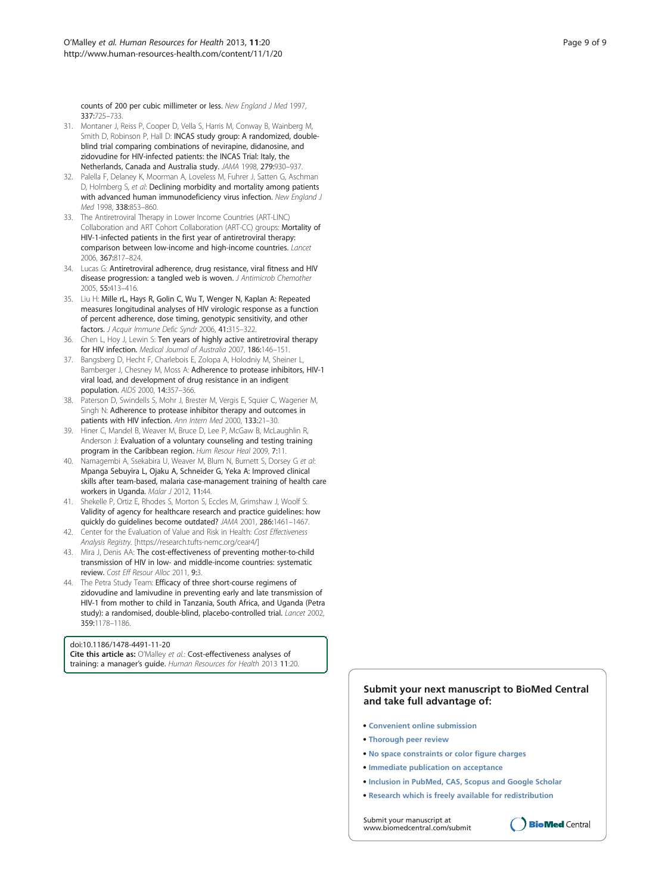counts of 200 per cubic millimeter or less. *New England J Med* 1997, **337:**725–733.

31. Montaner J, Reiss P, Cooper D, Vella S, Harris M, Conway B, Wainberg M, Smith D, Robinson P, Hall D: **INCAS study group: A randomized, double-blind trial comparing combinations of nevirapine, didanosine, and zidovudine for HIV-infected patients: the INCAS Trial: Italy, the Netherlands, Canada and Australia study.** *JAMA* 1998, **279:**930–937.
32. Palella F, Delaney K, Moorman A, Loveless M, Fuhrer J, Satten G, Aschman D, Holmberg S, *et al*: **Declining morbidity and mortality among patients with advanced human immunodeficiency virus infection.** *New England J Med* 1998, **338:**853–860.
33. The Antiretroviral Therapy in Lower Income Countries (ART-LINC) Collaboration and ART Cohort Collaboration (ART-CC) groups: **Mortality of HIV-1-infected patients in the first year of antiretroviral therapy: comparison between low-income and high-income countries.** *Lancet* 2006, **367:**817–824.
34. Lucas G: **Antiretroviral adherence, drug resistance, viral fitness and HIV disease progression: a tangled web is woven.** *J Antimicrob Chemother* 2005, **55:**413–416.
35. Liu H: **Mille rL, Hays R, Golin C, Wu T, Wenger N, Kaplan A: Repeated measures longitudinal analyses of HIV virologic response as a function of percent adherence, dose timing, genotypic sensitivity, and other factors.** *J Acquir Immune Defic Syndr* 2006, **41:**315–322.
36. Chen L, Hoy J, Lewin S: **Ten years of highly active antiretroviral therapy for HIV infection.** *Medical Journal of Australia* 2007, **186:**146–151.
37. Bangsberg D, Hecht F, Charlebois E, Zolopa A, Holodniy M, Sheiner L, Bamberger J, Chesney M, Moss A: **Adherence to protease inhibitors, HIV-1 viral load, and development of drug resistance in an indigent population.** *AIDS* 2000, **14:**357–366.
38. Paterson D, Swindells S, Mohr J, Brester M, Vergis E, Squier C, Wagener M, Singh N: **Adherence to protease inhibitor therapy and outcomes in patients with HIV infection.** *Ann Intern Med* 2000, **133:**21–30.
39. Hiner C, Mandel B, Weaver M, Bruce D, Lee P, McGaw B, McLaughlin R, Anderson J: **Evaluation of a voluntary counseling and testing training program in the Caribbean region.** *Hum Resour Heal* 2009, **7:**11.
40. Namagembi A, Ssekabira U, Weaver M, Blum N, Burnett S, Dorsey G *et al*: **Mpanga Sebuyira L, Ojaku A, Schneider G, Yeka A: Improved clinical skills after team-based, malaria case-management training of health care workers in Uganda.** *Malar J* 2012, **11:**44.
41. Shekelle P, Ortiz E, Rhodes S, Morton S, Eccles M, Grimshaw J, Woolf S: **Validity of agency for healthcare research and practice guidelines: how quickly do guidelines become outdated?** *JAMA* 2001, **286:**1461–1467.
42. Center for the Evaluation of Value and Risk in Health: *Cost Effectiveness Analysis Registry.* [https://research.tufts-nemc.org/cear4/]
43. Mira J, Denis AA: **The cost-effectiveness of preventing mother-to-child transmission of HIV in low- and middle-income countries: systematic review.** *Cost Eff Resour Alloc* 2011, **9:**3.
44. The Petra Study Team: **Efficacy of three short-course regimens of zidovudine and lamivudine in preventing early and late transmission of HIV-1 from mother to child in Tanzania, South Africa, and Uganda (Petra study): a randomised, double-blind, placebo-controlled trial.** *Lancet* 2002, **359:**1178–1186.

doi:10.1186/1478-4491-11-20
**Cite this article as:** O'Malley *et al.*: Cost-effectiveness analyses of training: a manager's guide. *Human Resources for Health* 2013 **11**:20.

**Submit your next manuscript to BioMed Central and take full advantage of:**

- **Convenient online submission**
- **Thorough peer review**
- **No space constraints or color figure charges**
- **Immediate publication on acceptance**
- **Inclusion in PubMed, CAS, Scopus and Google Scholar**
- **Research which is freely available for redistribution**

Submit your manuscript at
www.biomedcentral.com/submit

BioMed Central